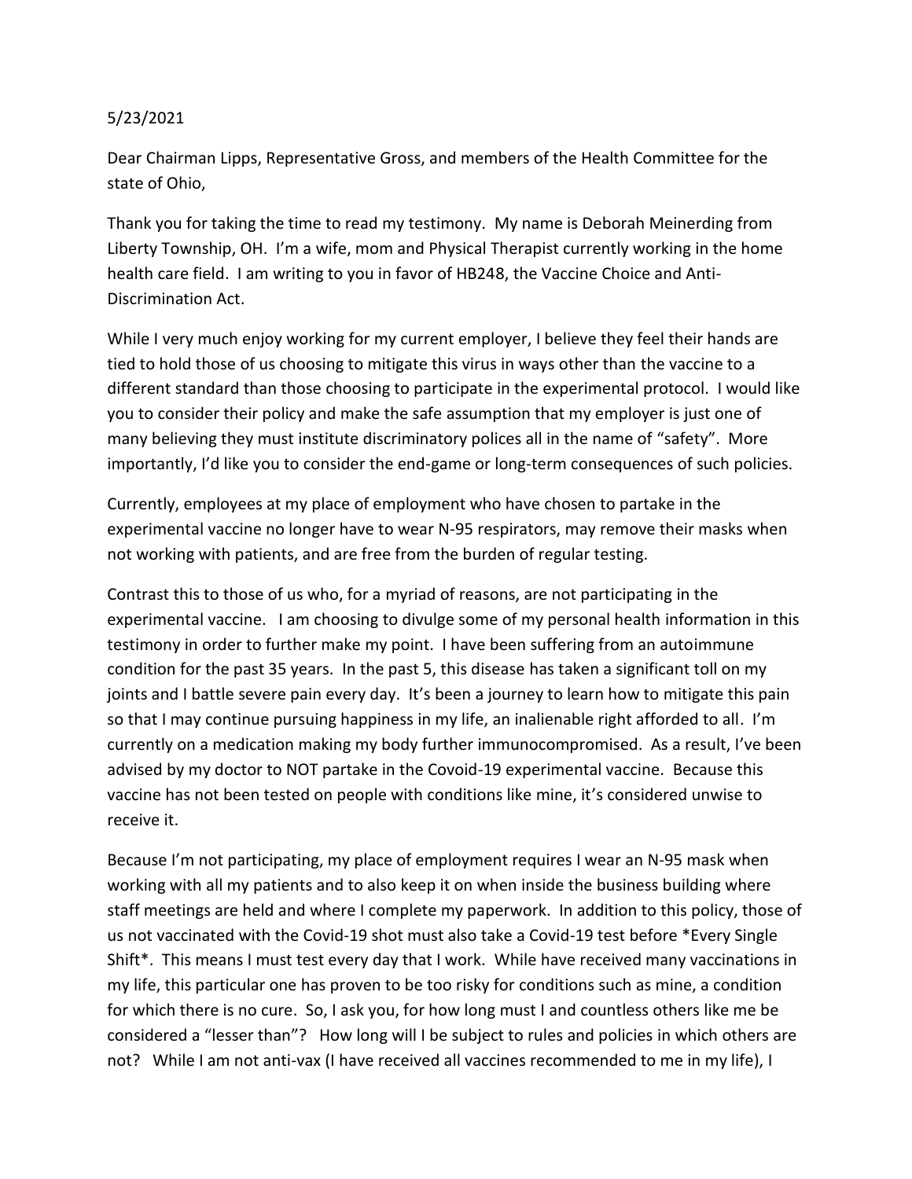5/23/2021

Dear Chairman Lipps, Representative Gross, and members of the Health Committee for the state of Ohio,

Thank you for taking the time to read my testimony. My name is Deborah Meinerding from Liberty Township, OH. I'm a wife, mom and Physical Therapist currently working in the home health care field. I am writing to you in favor of HB248, the Vaccine Choice and Anti-Discrimination Act.

While I very much enjoy working for my current employer, I believe they feel their hands are tied to hold those of us choosing to mitigate this virus in ways other than the vaccine to a different standard than those choosing to participate in the experimental protocol. I would like you to consider their policy and make the safe assumption that my employer is just one of many believing they must institute discriminatory polices all in the name of "safety". More importantly, I'd like you to consider the end-game or long-term consequences of such policies.

Currently, employees at my place of employment who have chosen to partake in the experimental vaccine no longer have to wear N-95 respirators, may remove their masks when not working with patients, and are free from the burden of regular testing.

Contrast this to those of us who, for a myriad of reasons, are not participating in the experimental vaccine. I am choosing to divulge some of my personal health information in this testimony in order to further make my point. I have been suffering from an autoimmune condition for the past 35 years. In the past 5, this disease has taken a significant toll on my joints and I battle severe pain every day. It's been a journey to learn how to mitigate this pain so that I may continue pursuing happiness in my life, an inalienable right afforded to all. I'm currently on a medication making my body further immunocompromised. As a result, I've been advised by my doctor to NOT partake in the Covoid-19 experimental vaccine. Because this vaccine has not been tested on people with conditions like mine, it's considered unwise to receive it.

Because I'm not participating, my place of employment requires I wear an N-95 mask when working with all my patients and to also keep it on when inside the business building where staff meetings are held and where I complete my paperwork. In addition to this policy, those of us not vaccinated with the Covid-19 shot must also take a Covid-19 test before *Every Single Shift*. This means I must test every day that I work. While have received many vaccinations in my life, this particular one has proven to be too risky for conditions such as mine, a condition for which there is no cure. So, I ask you, for how long must I and countless others like me be considered a "lesser than"? How long will I be subject to rules and policies in which others are not? While I am not anti-vax (I have received all vaccines recommended to me in my life), I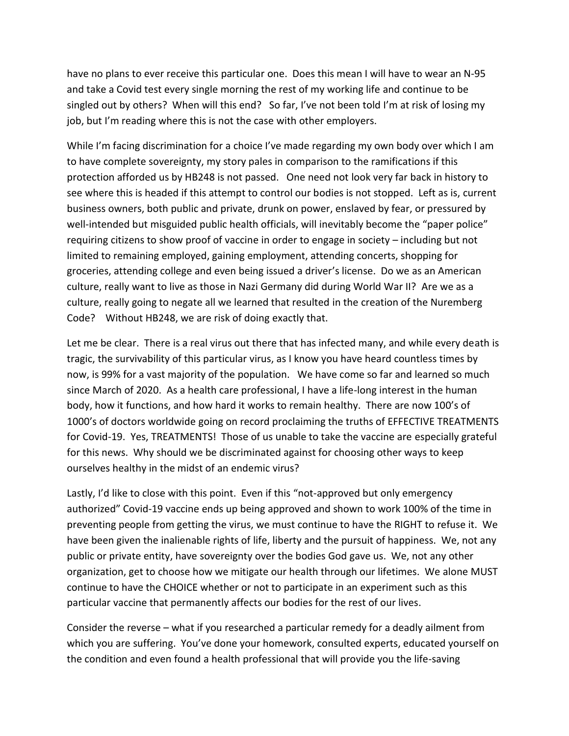have no plans to ever receive this particular one. Does this mean I will have to wear an N-95 and take a Covid test every single morning the rest of my working life and continue to be singled out by others? When will this end? So far, I've not been told I'm at risk of losing my job, but I'm reading where this is not the case with other employers.

While I'm facing discrimination for a choice I've made regarding my own body over which I am to have complete sovereignty, my story pales in comparison to the ramifications if this protection afforded us by HB248 is not passed. One need not look very far back in history to see where this is headed if this attempt to control our bodies is not stopped. Left as is, current business owners, both public and private, drunk on power, enslaved by fear, or pressured by well-intended but misguided public health officials, will inevitably become the "paper police" requiring citizens to show proof of vaccine in order to engage in society – including but not limited to remaining employed, gaining employment, attending concerts, shopping for groceries, attending college and even being issued a driver's license. Do we as an American culture, really want to live as those in Nazi Germany did during World War II? Are we as a culture, really going to negate all we learned that resulted in the creation of the Nuremberg Code? Without HB248, we are risk of doing exactly that.

Let me be clear. There is a real virus out there that has infected many, and while every death is tragic, the survivability of this particular virus, as I know you have heard countless times by now, is 99% for a vast majority of the population. We have come so far and learned so much since March of 2020. As a health care professional, I have a life-long interest in the human body, how it functions, and how hard it works to remain healthy. There are now 100's of 1000's of doctors worldwide going on record proclaiming the truths of EFFECTIVE TREATMENTS for Covid-19. Yes, TREATMENTS! Those of us unable to take the vaccine are especially grateful for this news. Why should we be discriminated against for choosing other ways to keep ourselves healthy in the midst of an endemic virus?

Lastly, I'd like to close with this point. Even if this "not-approved but only emergency authorized" Covid-19 vaccine ends up being approved and shown to work 100% of the time in preventing people from getting the virus, we must continue to have the RIGHT to refuse it. We have been given the inalienable rights of life, liberty and the pursuit of happiness. We, not any public or private entity, have sovereignty over the bodies God gave us. We, not any other organization, get to choose how we mitigate our health through our lifetimes. We alone MUST continue to have the CHOICE whether or not to participate in an experiment such as this particular vaccine that permanently affects our bodies for the rest of our lives.

Consider the reverse – what if you researched a particular remedy for a deadly ailment from which you are suffering. You've done your homework, consulted experts, educated yourself on the condition and even found a health professional that will provide you the life-saving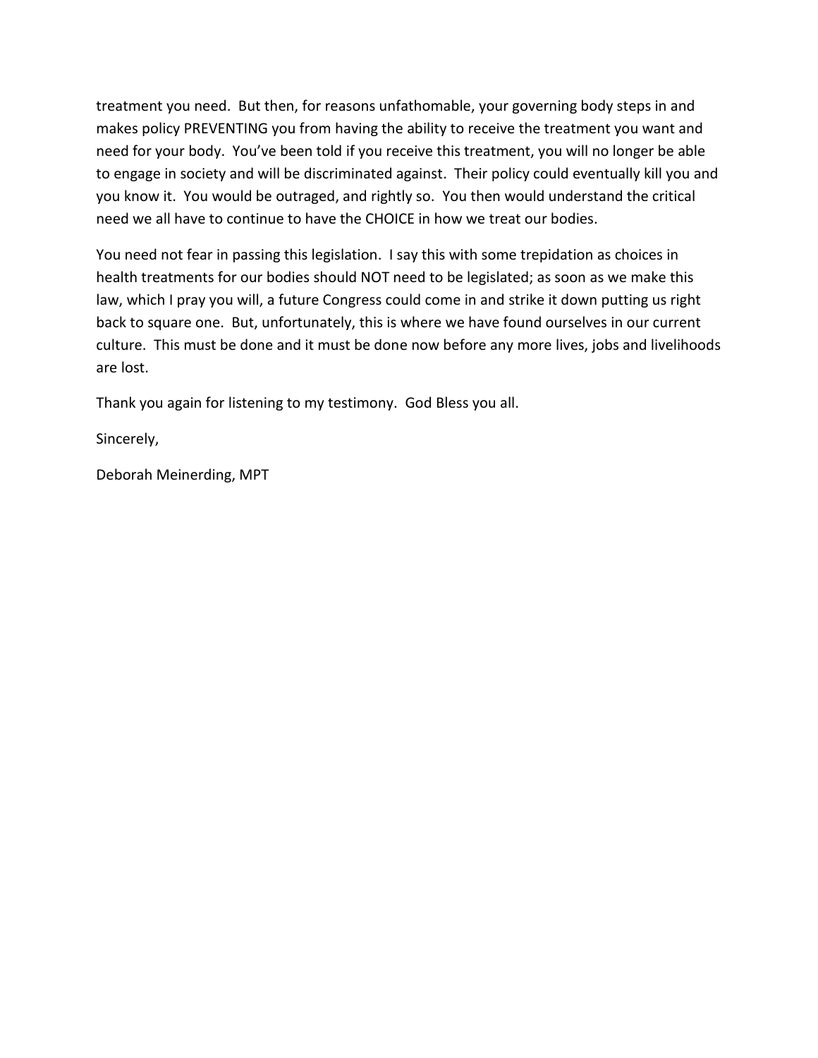treatment you need. But then, for reasons unfathomable, your governing body steps in and makes policy PREVENTING you from having the ability to receive the treatment you want and need for your body. You've been told if you receive this treatment, you will no longer be able to engage in society and will be discriminated against. Their policy could eventually kill you and you know it. You would be outraged, and rightly so. You then would understand the critical need we all have to continue to have the CHOICE in how we treat our bodies.

You need not fear in passing this legislation. I say this with some trepidation as choices in health treatments for our bodies should NOT need to be legislated; as soon as we make this law, which I pray you will, a future Congress could come in and strike it down putting us right back to square one. But, unfortunately, this is where we have found ourselves in our current culture. This must be done and it must be done now before any more lives, jobs and livelihoods are lost.

Thank you again for listening to my testimony. God Bless you all.

Sincerely,

Deborah Meinerding, MPT